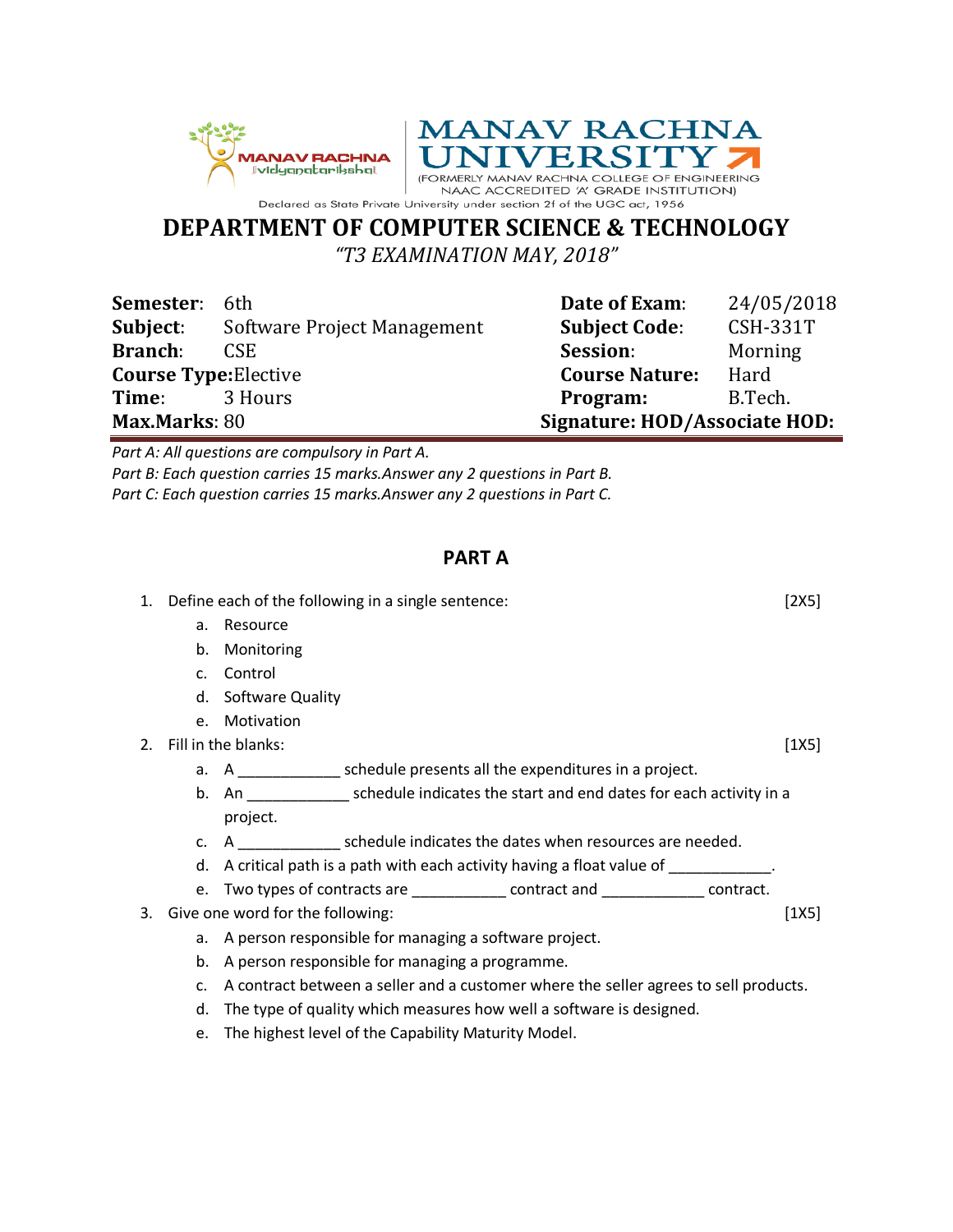MANAV RACHNA Vidyanatariksha

# MANAV RACHNA UNIVERSITY

(FORMERLY MANAV RACHNA COLLEGE OF ENGINEERING
NAAC ACCREDITED 'A' GRADE INSTITUTION)

Declared as State Private University under section 2f of the UGC act, 1956

## DEPARTMENT OF COMPUTER SCIENCE & TECHNOLOGY

*"T3 EXAMINATION MAY, 2018"*

| | | | |
|---|---|---|---|
| **Semester**: | 6th | **Date of Exam**: | 24/05/2018 |
| **Subject**: | Software Project Management | **Subject Code**: | CSH-331T |
| **Branch**: | CSE | **Session**: | Morning |
| **Course Type**: | Elective | **Course Nature:** | Hard |
| **Time**: | 3 Hours | **Program:** | B.Tech. |
| **Max.Marks**: | 80 | **Signature: HOD/Associate HOD:** | |

*Part A: All questions are compulsory in Part A.*
*Part B: Each question carries 15 marks.Answer any 2 questions in Part B.*
*Part C: Each question carries 15 marks.Answer any 2 questions in Part C.*

## PART A

1. Define each of the following in a single sentence: [2X5]
   a. Resource
   b. Monitoring
   c. Control
   d. Software Quality
   e. Motivation
2. Fill in the blanks: [1X5]
   a. A ____________ schedule presents all the expenditures in a project.
   b. An ____________ schedule indicates the start and end dates for each activity in a project.
   c. A ____________ schedule indicates the dates when resources are needed.
   d. A critical path is a path with each activity having a float value of ____________.
   e. Two types of contracts are ___________ contract and ____________ contract.
3. Give one word for the following: [1X5]
   a. A person responsible for managing a software project.
   b. A person responsible for managing a programme.
   c. A contract between a seller and a customer where the seller agrees to sell products.
   d. The type of quality which measures how well a software is designed.
   e. The highest level of the Capability Maturity Model.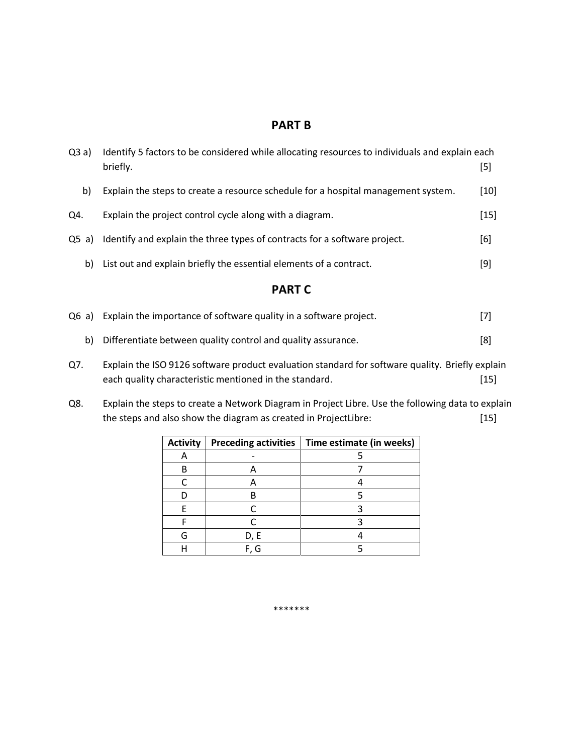## PART B

Q3 a) Identify 5 factors to be considered while allocating resources to individuals and explain each briefly. [5]

b) Explain the steps to create a resource schedule for a hospital management system. [10]

Q4. Explain the project control cycle along with a diagram. [15]

Q5 a) Identify and explain the three types of contracts for a software project. [6]

b) List out and explain briefly the essential elements of a contract. [9]

## PART C

Q6 a) Explain the importance of software quality in a software project. [7]

b) Differentiate between quality control and quality assurance. [8]

Q7. Explain the ISO 9126 software product evaluation standard for software quality. Briefly explain each quality characteristic mentioned in the standard. [15]

Q8. Explain the steps to create a Network Diagram in Project Libre. Use the following data to explain the steps and also show the diagram as created in ProjectLibre: [15]

| Activity | Preceding activities | Time estimate (in weeks) |
|---|---|---|
| A | - | 5 |
| B | A | 7 |
| C | A | 4 |
| D | B | 5 |
| E | C | 3 |
| F | C | 3 |
| G | D, E | 4 |
| H | F, G | 5 |

*******